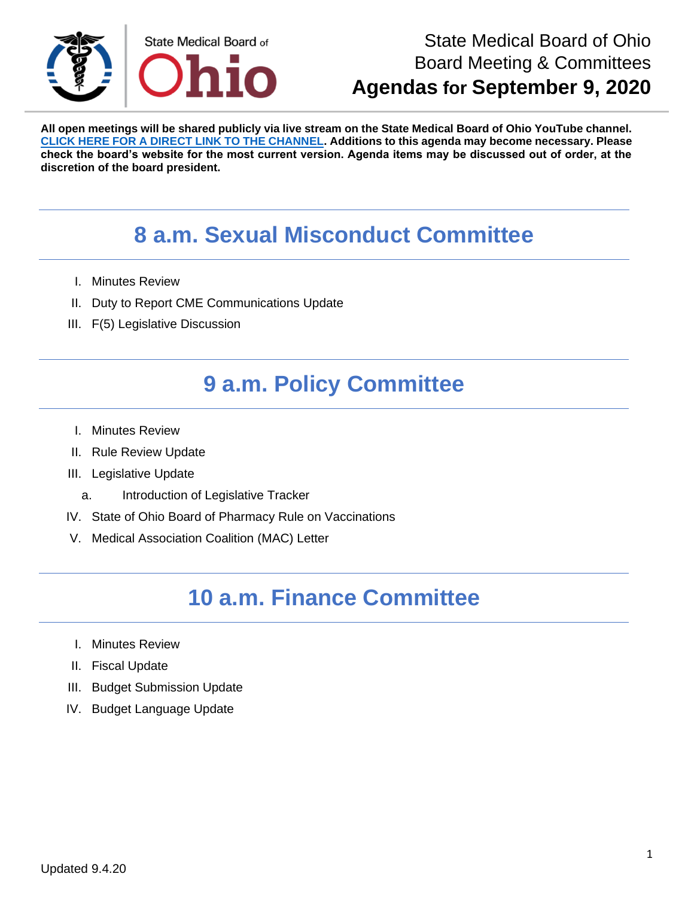State Medical Board of Ohio

# State Medical Board of Ohio
## Board Meeting & Committees
## **Agendas for September 9, 2020**

**All open meetings will be shared publicly via live stream on the State Medical Board of Ohio YouTube channel. CLICK HERE FOR A DIRECT LINK TO THE CHANNEL. Additions to this agenda may become necessary. Please check the board's website for the most current version. Agenda items may be discussed out of order, at the discretion of the board president.**

## 8 a.m. Sexual Misconduct Committee

I. Minutes Review
II. Duty to Report CME Communications Update
III. F(5) Legislative Discussion

## 9 a.m. Policy Committee

I. Minutes Review
II. Rule Review Update
III. Legislative Update
  a. Introduction of Legislative Tracker
IV. State of Ohio Board of Pharmacy Rule on Vaccinations
V. Medical Association Coalition (MAC) Letter

## 10 a.m. Finance Committee

I. Minutes Review
II. Fiscal Update
III. Budget Submission Update
IV. Budget Language Update

Updated 9.4.20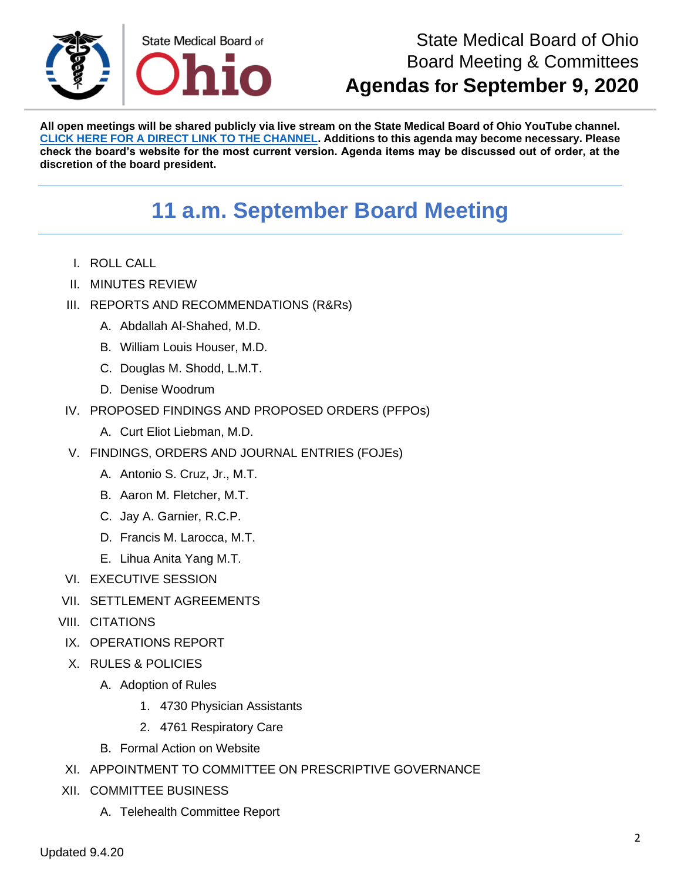State Medical Board of Ohio
Board Meeting & Committees
**Agendas for September 9, 2020**

**All open meetings will be shared publicly via live stream on the State Medical Board of Ohio YouTube channel. CLICK HERE FOR A DIRECT LINK TO THE CHANNEL. Additions to this agenda may become necessary. Please check the board's website for the most current version. Agenda items may be discussed out of order, at the discretion of the board president.**

## 11 a.m. September Board Meeting

I. ROLL CALL

II. MINUTES REVIEW

III. REPORTS AND RECOMMENDATIONS (R&Rs)

   A. Abdallah Al-Shahed, M.D.

   B. William Louis Houser, M.D.

   C. Douglas M. Shodd, L.M.T.

   D. Denise Woodrum

IV. PROPOSED FINDINGS AND PROPOSED ORDERS (PFPOs)

   A. Curt Eliot Liebman, M.D.

V. FINDINGS, ORDERS AND JOURNAL ENTRIES (FOJEs)

   A. Antonio S. Cruz, Jr., M.T.

   B. Aaron M. Fletcher, M.T.

   C. Jay A. Garnier, R.C.P.

   D. Francis M. Larocca, M.T.

   E. Lihua Anita Yang M.T.

VI. EXECUTIVE SESSION

VII. SETTLEMENT AGREEMENTS

VIII. CITATIONS

IX. OPERATIONS REPORT

X. RULES & POLICIES

   A. Adoption of Rules

      1. 4730 Physician Assistants

      2. 4761 Respiratory Care

   B. Formal Action on Website

XI. APPOINTMENT TO COMMITTEE ON PRESCRIPTIVE GOVERNANCE

XII. COMMITTEE BUSINESS

   A. Telehealth Committee Report

Updated 9.4.20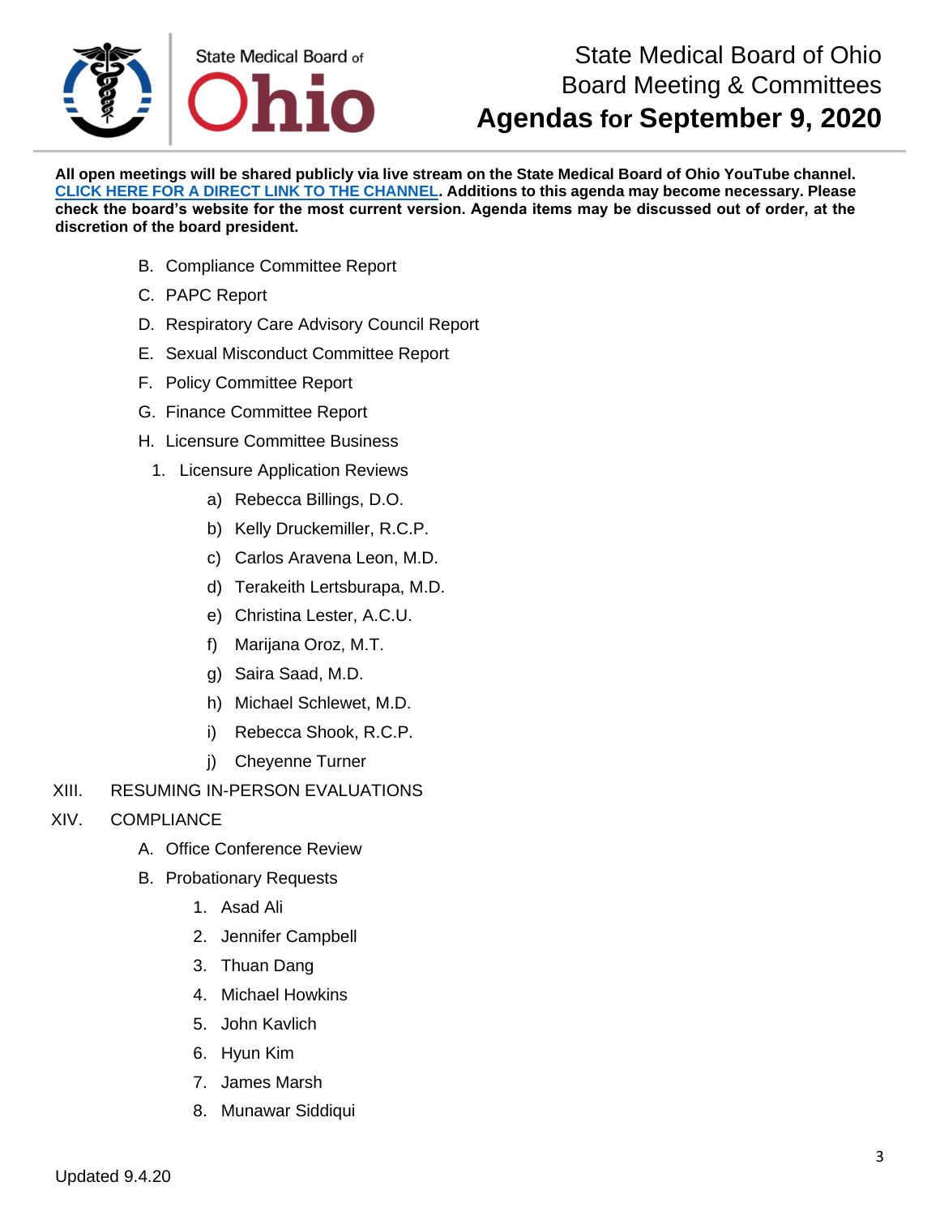All open meetings will be shared publicly via live stream on the State Medical Board of Ohio YouTube channel. **CLICK HERE FOR A DIRECT LINK TO THE CHANNEL**. Additions to this agenda may become necessary. Please check the board's website for the most current version. Agenda items may be discussed out of order, at the discretion of the board president.

B. Compliance Committee Report

C. PAPC Report

D. Respiratory Care Advisory Council Report

E. Sexual Misconduct Committee Report

F. Policy Committee Report

G. Finance Committee Report

H. Licensure Committee Business

1. Licensure Application Reviews
    - a) Rebecca Billings, D.O.
    - b) Kelly Druckemiller, R.C.P.
    - c) Carlos Aravena Leon, M.D.
    - d) Terakeith Lertsburapa, M.D.
    - e) Christina Lester, A.C.U.
    - f) Marijana Oroz, M.T.
    - g) Saira Saad, M.D.
    - h) Michael Schlewet, M.D.
    - i) Rebecca Shook, R.C.P.
    - j) Cheyenne Turner

XIII. RESUMING IN-PERSON EVALUATIONS

XIV. COMPLIANCE

A. Office Conference Review

B. Probationary Requests

1. Asad Ali
2. Jennifer Campbell
3. Thuan Dang
4. Michael Howkins
5. John Kavlich
6. Hyun Kim
7. James Marsh
8. Munawar Siddiqui

Updated 9.4.20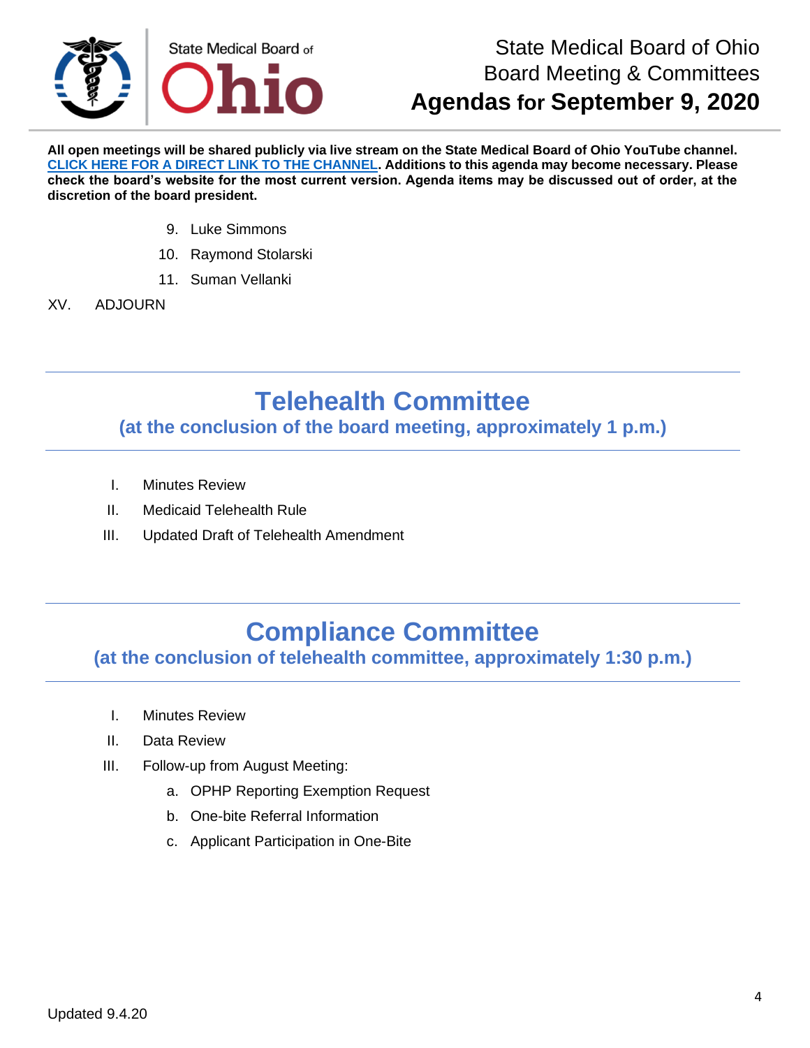All open meetings will be shared publicly via live stream on the State Medical Board of Ohio YouTube channel. [CLICK HERE FOR A DIRECT LINK TO THE CHANNEL](). Additions to this agenda may become necessary. Please check the board's website for the most current version. Agenda items may be discussed out of order, at the discretion of the board president.

9. Luke Simmons
10. Raymond Stolarski
11. Suman Vellanki

XV. ADJOURN

## Telehealth Committee

### (at the conclusion of the board meeting, approximately 1 p.m.)

I. Minutes Review

II. Medicaid Telehealth Rule

III. Updated Draft of Telehealth Amendment

## Compliance Committee

### (at the conclusion of telehealth committee, approximately 1:30 p.m.)

I. Minutes Review

II. Data Review

III. Follow-up from August Meeting:

a. OPHP Reporting Exemption Request

b. One-bite Referral Information

c. Applicant Participation in One-Bite

Updated 9.4.20